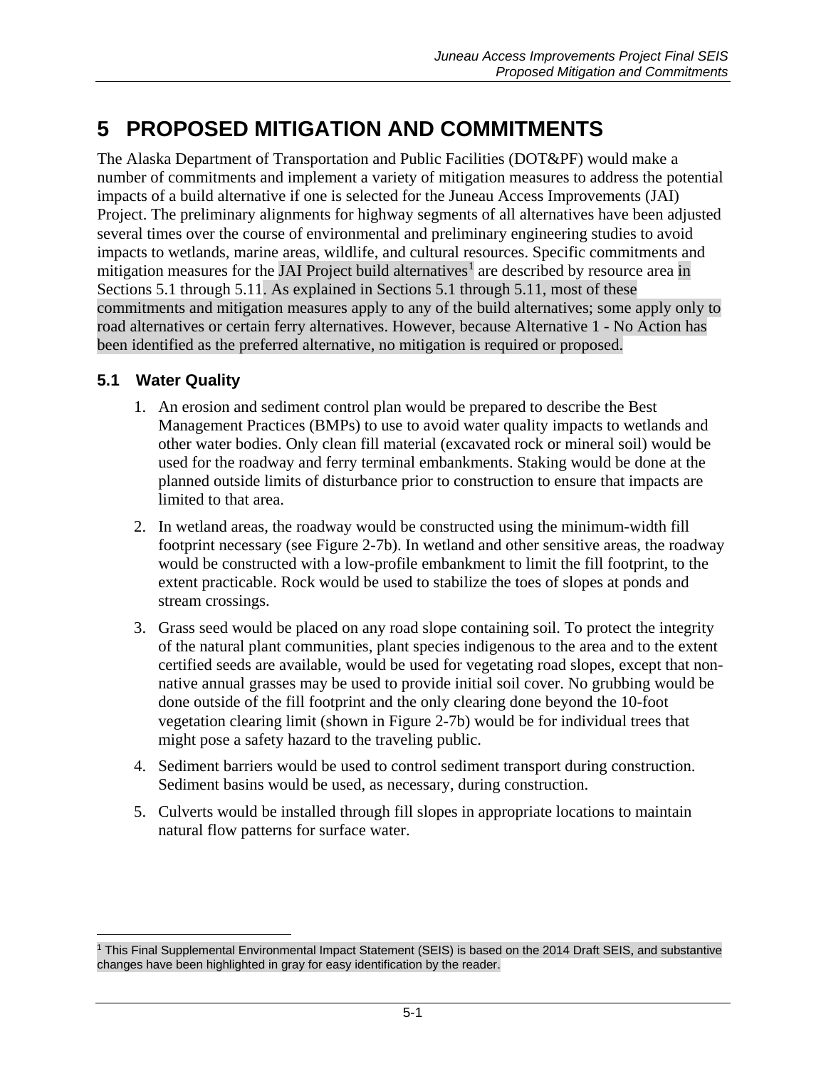# 5 PROPOSED MITIGATION AND COMMITMENTS

The Alaska Department of Transportation and Public Facilities (DOT&PF) would make a number of commitments and implement a variety of mitigation measures to address the potential impacts of a build alternative if one is selected for the Juneau Access Improvements (JAI) Project. The preliminary alignments for highway segments of all alternatives have been adjusted several times over the course of environmental and preliminary engineering studies to avoid impacts to wetlands, marine areas, wildlife, and cultural resources. Specific commitments and mitigation measures for the JAI Project build alternatives[1] are described by resource area in Sections 5.1 through 5.11. As explained in Sections 5.1 through 5.11, most of these commitments and mitigation measures apply to any of the build alternatives; some apply only to road alternatives or certain ferry alternatives. However, because Alternative 1 - No Action has been identified as the preferred alternative, no mitigation is required or proposed.

## 5.1 Water Quality

1. An erosion and sediment control plan would be prepared to describe the Best Management Practices (BMPs) to use to avoid water quality impacts to wetlands and other water bodies. Only clean fill material (excavated rock or mineral soil) would be used for the roadway and ferry terminal embankments. Staking would be done at the planned outside limits of disturbance prior to construction to ensure that impacts are limited to that area.

2. In wetland areas, the roadway would be constructed using the minimum-width fill footprint necessary (see Figure 2-7b). In wetland and other sensitive areas, the roadway would be constructed with a low-profile embankment to limit the fill footprint, to the extent practicable. Rock would be used to stabilize the toes of slopes at ponds and stream crossings.

3. Grass seed would be placed on any road slope containing soil. To protect the integrity of the natural plant communities, plant species indigenous to the area and to the extent certified seeds are available, would be used for vegetating road slopes, except that non-native annual grasses may be used to provide initial soil cover. No grubbing would be done outside of the fill footprint and the only clearing done beyond the 10-foot vegetation clearing limit (shown in Figure 2-7b) would be for individual trees that might pose a safety hazard to the traveling public.

4. Sediment barriers would be used to control sediment transport during construction. Sediment basins would be used, as necessary, during construction.

5. Culverts would be installed through fill slopes in appropriate locations to maintain natural flow patterns for surface water.

---

[1] This Final Supplemental Environmental Impact Statement (SEIS) is based on the 2014 Draft SEIS, and substantive changes have been highlighted in gray for easy identification by the reader.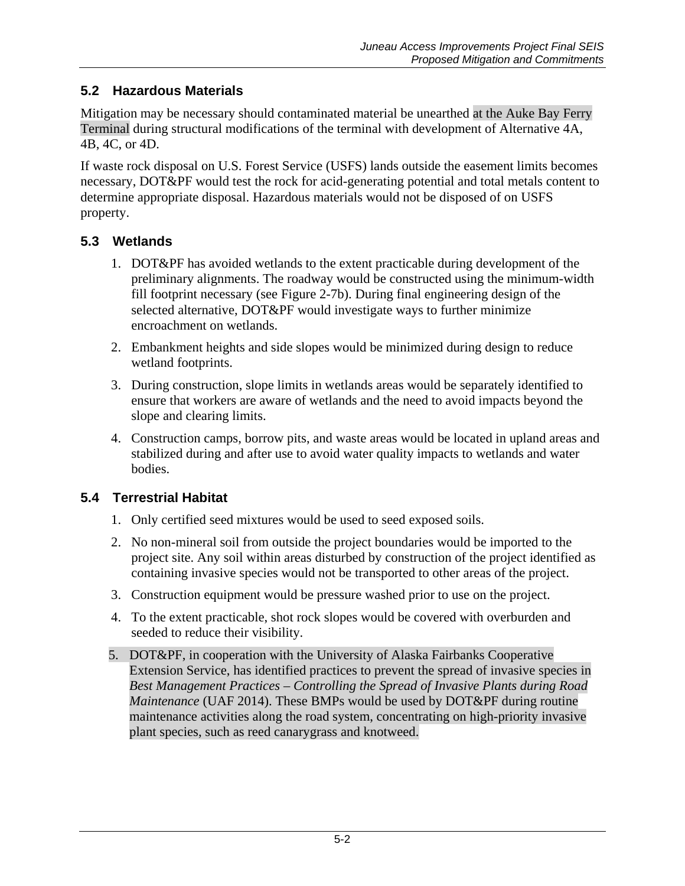## 5.2 Hazardous Materials

Mitigation may be necessary should contaminated material be unearthed at the Auke Bay Ferry Terminal during structural modifications of the terminal with development of Alternative 4A, 4B, 4C, or 4D.

If waste rock disposal on U.S. Forest Service (USFS) lands outside the easement limits becomes necessary, DOT&PF would test the rock for acid-generating potential and total metals content to determine appropriate disposal. Hazardous materials would not be disposed of on USFS property.

## 5.3 Wetlands

1. DOT&PF has avoided wetlands to the extent practicable during development of the preliminary alignments. The roadway would be constructed using the minimum-width fill footprint necessary (see Figure 2-7b). During final engineering design of the selected alternative, DOT&PF would investigate ways to further minimize encroachment on wetlands.
2. Embankment heights and side slopes would be minimized during design to reduce wetland footprints.
3. During construction, slope limits in wetlands areas would be separately identified to ensure that workers are aware of wetlands and the need to avoid impacts beyond the slope and clearing limits.
4. Construction camps, borrow pits, and waste areas would be located in upland areas and stabilized during and after use to avoid water quality impacts to wetlands and water bodies.

## 5.4 Terrestrial Habitat

1. Only certified seed mixtures would be used to seed exposed soils.
2. No non-mineral soil from outside the project boundaries would be imported to the project site. Any soil within areas disturbed by construction of the project identified as containing invasive species would not be transported to other areas of the project.
3. Construction equipment would be pressure washed prior to use on the project.
4. To the extent practicable, shot rock slopes would be covered with overburden and seeded to reduce their visibility.
5. DOT&PF, in cooperation with the University of Alaska Fairbanks Cooperative Extension Service, has identified practices to prevent the spread of invasive species in *Best Management Practices – Controlling the Spread of Invasive Plants during Road Maintenance* (UAF 2014). These BMPs would be used by DOT&PF during routine maintenance activities along the road system, concentrating on high-priority invasive plant species, such as reed canarygrass and knotweed.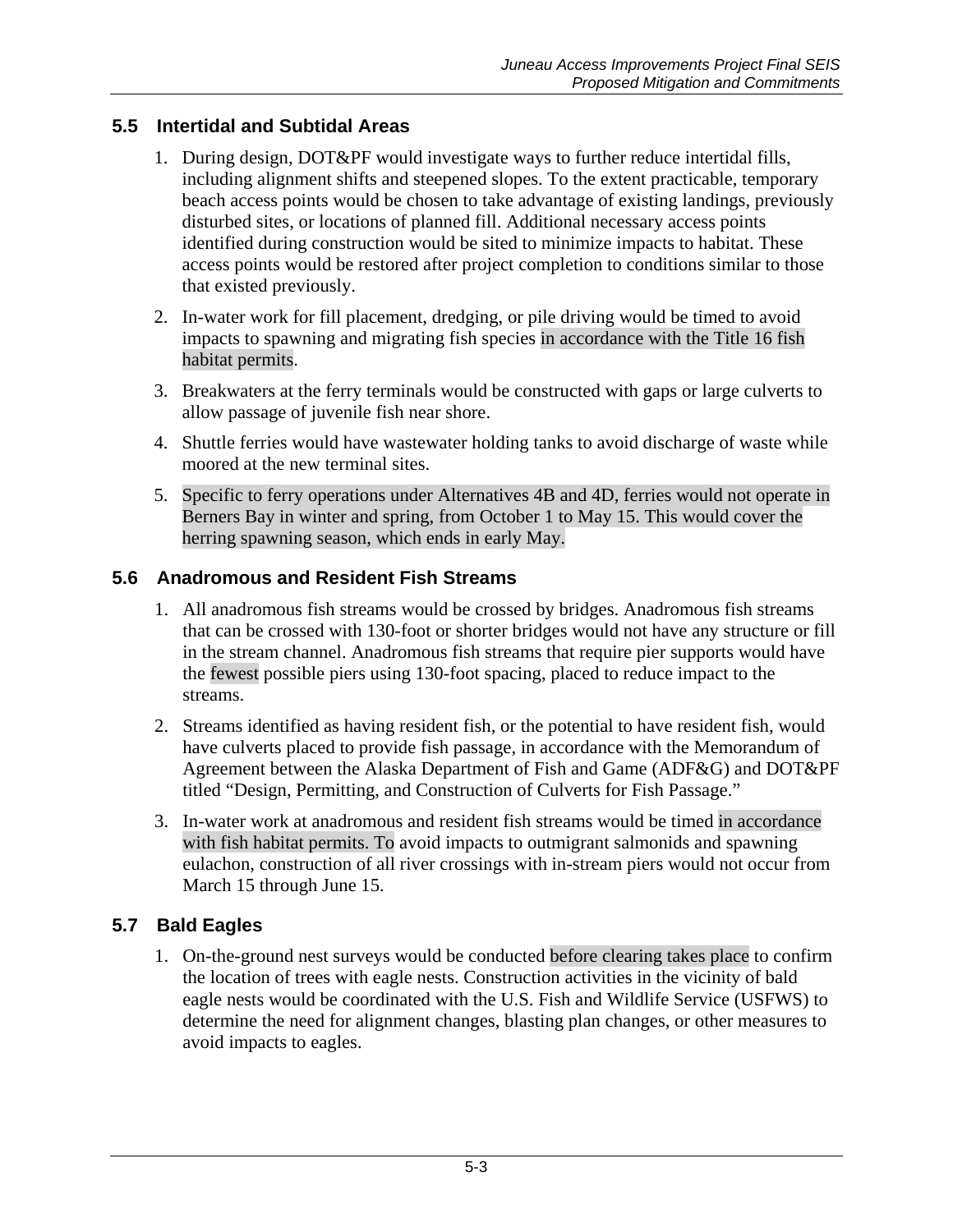## 5.5 Intertidal and Subtidal Areas

1. During design, DOT&PF would investigate ways to further reduce intertidal fills, including alignment shifts and steepened slopes. To the extent practicable, temporary beach access points would be chosen to take advantage of existing landings, previously disturbed sites, or locations of planned fill. Additional necessary access points identified during construction would be sited to minimize impacts to habitat. These access points would be restored after project completion to conditions similar to those that existed previously.
2. In-water work for fill placement, dredging, or pile driving would be timed to avoid impacts to spawning and migrating fish species in accordance with the Title 16 fish habitat permits.
3. Breakwaters at the ferry terminals would be constructed with gaps or large culverts to allow passage of juvenile fish near shore.
4. Shuttle ferries would have wastewater holding tanks to avoid discharge of waste while moored at the new terminal sites.
5. Specific to ferry operations under Alternatives 4B and 4D, ferries would not operate in Berners Bay in winter and spring, from October 1 to May 15. This would cover the herring spawning season, which ends in early May.

## 5.6 Anadromous and Resident Fish Streams

1. All anadromous fish streams would be crossed by bridges. Anadromous fish streams that can be crossed with 130-foot or shorter bridges would not have any structure or fill in the stream channel. Anadromous fish streams that require pier supports would have the fewest possible piers using 130-foot spacing, placed to reduce impact to the streams.
2. Streams identified as having resident fish, or the potential to have resident fish, would have culverts placed to provide fish passage, in accordance with the Memorandum of Agreement between the Alaska Department of Fish and Game (ADF&G) and DOT&PF titled "Design, Permitting, and Construction of Culverts for Fish Passage."
3. In-water work at anadromous and resident fish streams would be timed in accordance with fish habitat permits. To avoid impacts to outmigrant salmonids and spawning eulachon, construction of all river crossings with in-stream piers would not occur from March 15 through June 15.

## 5.7 Bald Eagles

1. On-the-ground nest surveys would be conducted before clearing takes place to confirm the location of trees with eagle nests. Construction activities in the vicinity of bald eagle nests would be coordinated with the U.S. Fish and Wildlife Service (USFWS) to determine the need for alignment changes, blasting plan changes, or other measures to avoid impacts to eagles.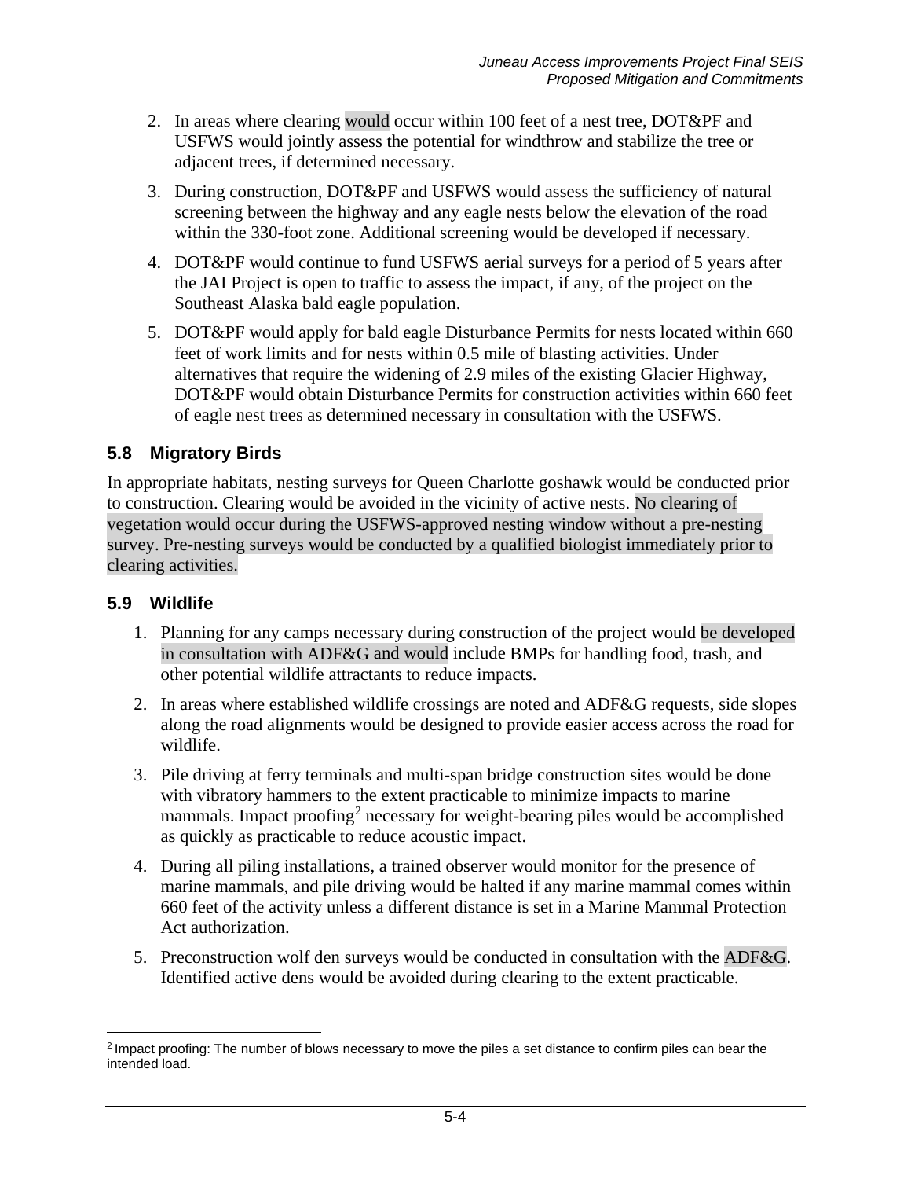2. In areas where clearing would occur within 100 feet of a nest tree, DOT&PF and USFWS would jointly assess the potential for windthrow and stabilize the tree or adjacent trees, if determined necessary.
3. During construction, DOT&PF and USFWS would assess the sufficiency of natural screening between the highway and any eagle nests below the elevation of the road within the 330-foot zone. Additional screening would be developed if necessary.
4. DOT&PF would continue to fund USFWS aerial surveys for a period of 5 years after the JAI Project is open to traffic to assess the impact, if any, of the project on the Southeast Alaska bald eagle population.
5. DOT&PF would apply for bald eagle Disturbance Permits for nests located within 660 feet of work limits and for nests within 0.5 mile of blasting activities. Under alternatives that require the widening of 2.9 miles of the existing Glacier Highway, DOT&PF would obtain Disturbance Permits for construction activities within 660 feet of eagle nest trees as determined necessary in consultation with the USFWS.

## 5.8 Migratory Birds

In appropriate habitats, nesting surveys for Queen Charlotte goshawk would be conducted prior to construction. Clearing would be avoided in the vicinity of active nests. No clearing of vegetation would occur during the USFWS-approved nesting window without a pre-nesting survey. Pre-nesting surveys would be conducted by a qualified biologist immediately prior to clearing activities.

## 5.9 Wildlife

1. Planning for any camps necessary during construction of the project would be developed in consultation with ADF&G and would include BMPs for handling food, trash, and other potential wildlife attractants to reduce impacts.
2. In areas where established wildlife crossings are noted and ADF&G requests, side slopes along the road alignments would be designed to provide easier access across the road for wildlife.
3. Pile driving at ferry terminals and multi-span bridge construction sites would be done with vibratory hammers to the extent practicable to minimize impacts to marine mammals. Impact proofing[2] necessary for weight-bearing piles would be accomplished as quickly as practicable to reduce acoustic impact.
4. During all piling installations, a trained observer would monitor for the presence of marine mammals, and pile driving would be halted if any marine mammal comes within 660 feet of the activity unless a different distance is set in a Marine Mammal Protection Act authorization.
5. Preconstruction wolf den surveys would be conducted in consultation with the ADF&G. Identified active dens would be avoided during clearing to the extent practicable.

[2] Impact proofing: The number of blows necessary to move the piles a set distance to confirm piles can bear the intended load.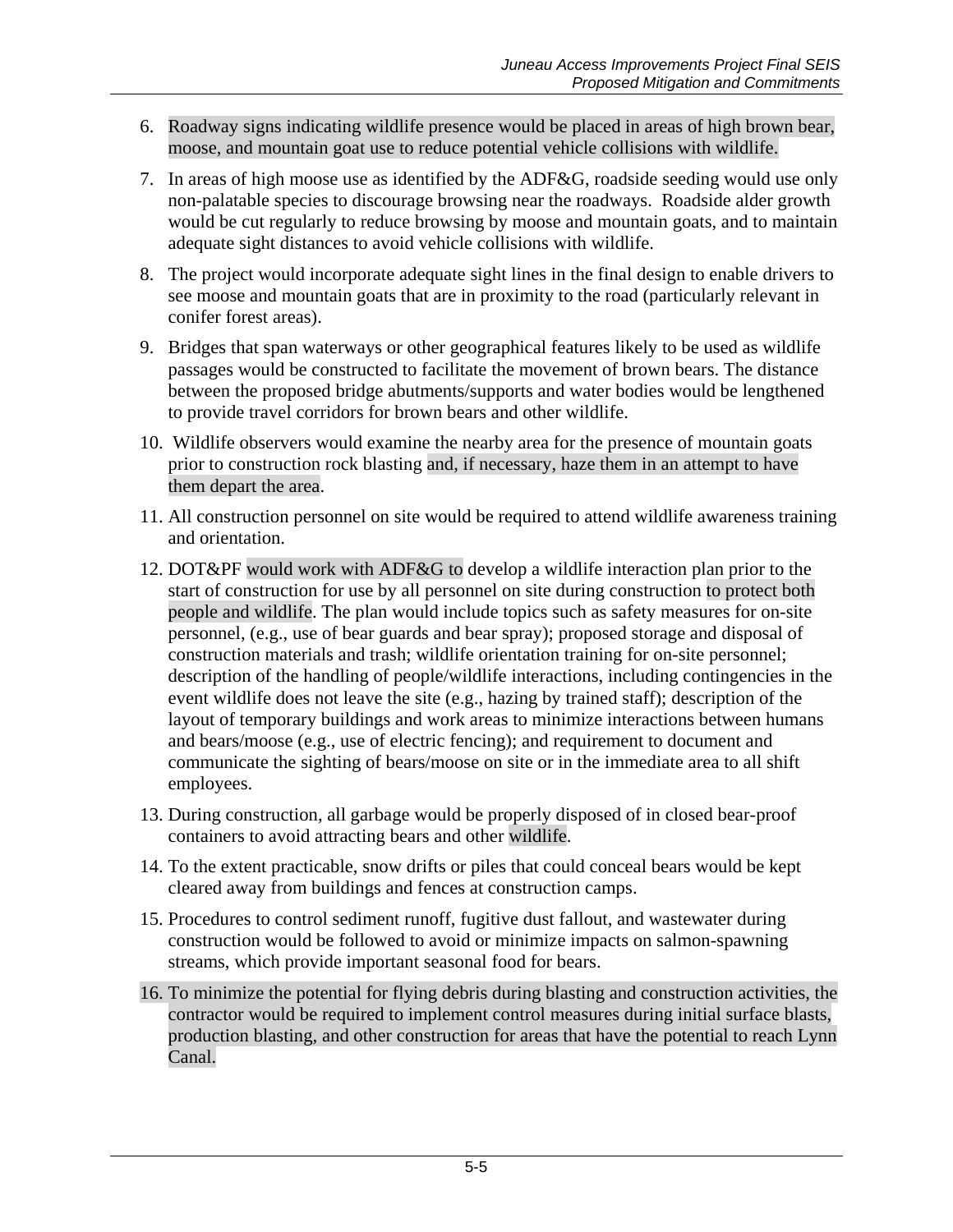6. Roadway signs indicating wildlife presence would be placed in areas of high brown bear, moose, and mountain goat use to reduce potential vehicle collisions with wildlife.
7. In areas of high moose use as identified by the ADF&G, roadside seeding would use only non-palatable species to discourage browsing near the roadways. Roadside alder growth would be cut regularly to reduce browsing by moose and mountain goats, and to maintain adequate sight distances to avoid vehicle collisions with wildlife.
8. The project would incorporate adequate sight lines in the final design to enable drivers to see moose and mountain goats that are in proximity to the road (particularly relevant in conifer forest areas).
9. Bridges that span waterways or other geographical features likely to be used as wildlife passages would be constructed to facilitate the movement of brown bears. The distance between the proposed bridge abutments/supports and water bodies would be lengthened to provide travel corridors for brown bears and other wildlife.
10. Wildlife observers would examine the nearby area for the presence of mountain goats prior to construction rock blasting and, if necessary, haze them in an attempt to have them depart the area.
11. All construction personnel on site would be required to attend wildlife awareness training and orientation.
12. DOT&PF would work with ADF&G to develop a wildlife interaction plan prior to the start of construction for use by all personnel on site during construction to protect both people and wildlife. The plan would include topics such as safety measures for on-site personnel, (e.g., use of bear guards and bear spray); proposed storage and disposal of construction materials and trash; wildlife orientation training for on-site personnel; description of the handling of people/wildlife interactions, including contingencies in the event wildlife does not leave the site (e.g., hazing by trained staff); description of the layout of temporary buildings and work areas to minimize interactions between humans and bears/moose (e.g., use of electric fencing); and requirement to document and communicate the sighting of bears/moose on site or in the immediate area to all shift employees.
13. During construction, all garbage would be properly disposed of in closed bear-proof containers to avoid attracting bears and other wildlife.
14. To the extent practicable, snow drifts or piles that could conceal bears would be kept cleared away from buildings and fences at construction camps.
15. Procedures to control sediment runoff, fugitive dust fallout, and wastewater during construction would be followed to avoid or minimize impacts on salmon-spawning streams, which provide important seasonal food for bears.
16. To minimize the potential for flying debris during blasting and construction activities, the contractor would be required to implement control measures during initial surface blasts, production blasting, and other construction for areas that have the potential to reach Lynn Canal.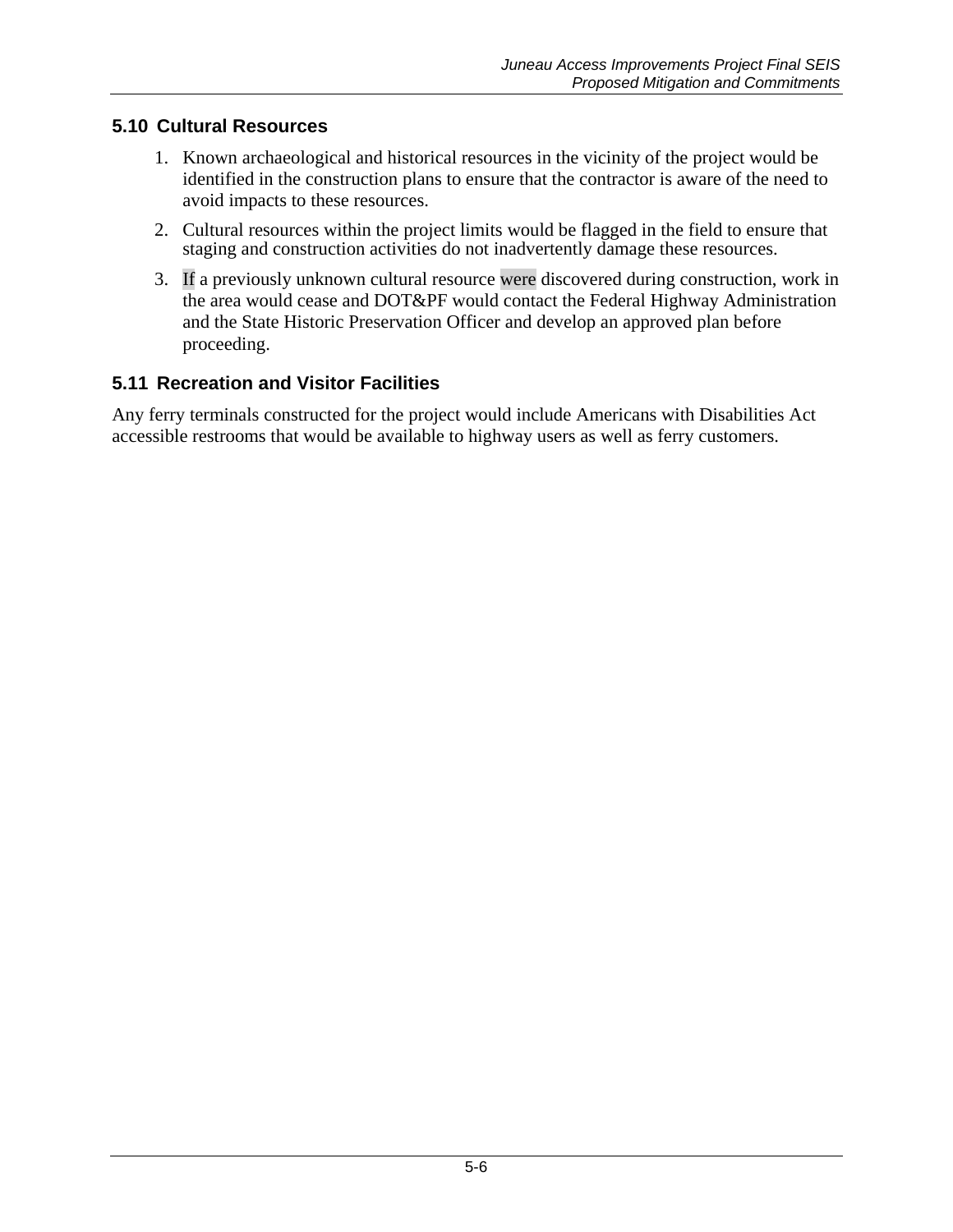## 5.10 Cultural Resources

1. Known archaeological and historical resources in the vicinity of the project would be identified in the construction plans to ensure that the contractor is aware of the need to avoid impacts to these resources.
2. Cultural resources within the project limits would be flagged in the field to ensure that staging and construction activities do not inadvertently damage these resources.
3. If a previously unknown cultural resource were discovered during construction, work in the area would cease and DOT&PF would contact the Federal Highway Administration and the State Historic Preservation Officer and develop an approved plan before proceeding.

## 5.11 Recreation and Visitor Facilities

Any ferry terminals constructed for the project would include Americans with Disabilities Act accessible restrooms that would be available to highway users as well as ferry customers.